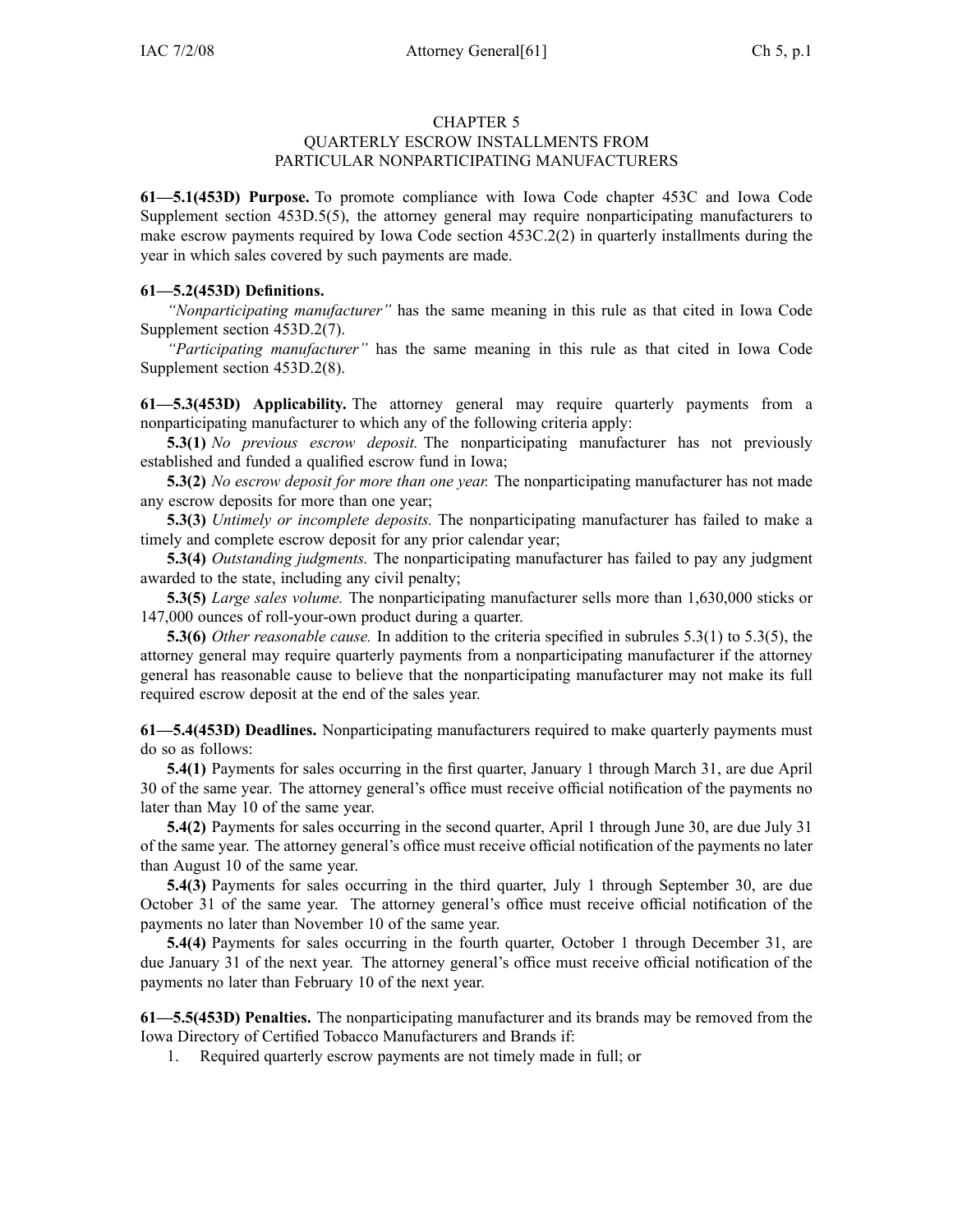# CHAPTER 5
## QUARTERLY ESCROW INSTALLMENTS FROM PARTICULAR NONPARTICIPATING MANUFACTURERS

**61—5.1(453D) Purpose.** To promote compliance with Iowa Code chapter 453C and Iowa Code Supplement section 453D.5(5), the attorney general may require nonparticipating manufacturers to make escrow payments required by Iowa Code section 453C.2(2) in quarterly installments during the year in which sales covered by such payments are made.

**61—5.2(453D) Definitions.**

*"Nonparticipating manufacturer"* has the same meaning in this rule as that cited in Iowa Code Supplement section 453D.2(7).

*"Participating manufacturer"* has the same meaning in this rule as that cited in Iowa Code Supplement section 453D.2(8).

**61—5.3(453D) Applicability.** The attorney general may require quarterly payments from a nonparticipating manufacturer to which any of the following criteria apply:

**5.3(1)** *No previous escrow deposit.* The nonparticipating manufacturer has not previously established and funded a qualified escrow fund in Iowa;

**5.3(2)** *No escrow deposit for more than one year.* The nonparticipating manufacturer has not made any escrow deposits for more than one year;

**5.3(3)** *Untimely or incomplete deposits.* The nonparticipating manufacturer has failed to make a timely and complete escrow deposit for any prior calendar year;

**5.3(4)** *Outstanding judgments.* The nonparticipating manufacturer has failed to pay any judgment awarded to the state, including any civil penalty;

**5.3(5)** *Large sales volume.* The nonparticipating manufacturer sells more than 1,630,000 sticks or 147,000 ounces of roll-your-own product during a quarter.

**5.3(6)** *Other reasonable cause.* In addition to the criteria specified in subrules 5.3(1) to 5.3(5), the attorney general may require quarterly payments from a nonparticipating manufacturer if the attorney general has reasonable cause to believe that the nonparticipating manufacturer may not make its full required escrow deposit at the end of the sales year.

**61—5.4(453D) Deadlines.** Nonparticipating manufacturers required to make quarterly payments must do so as follows:

**5.4(1)** Payments for sales occurring in the first quarter, January 1 through March 31, are due April 30 of the same year. The attorney general's office must receive official notification of the payments no later than May 10 of the same year.

**5.4(2)** Payments for sales occurring in the second quarter, April 1 through June 30, are due July 31 of the same year. The attorney general's office must receive official notification of the payments no later than August 10 of the same year.

**5.4(3)** Payments for sales occurring in the third quarter, July 1 through September 30, are due October 31 of the same year. The attorney general's office must receive official notification of the payments no later than November 10 of the same year.

**5.4(4)** Payments for sales occurring in the fourth quarter, October 1 through December 31, are due January 31 of the next year. The attorney general's office must receive official notification of the payments no later than February 10 of the next year.

**61—5.5(453D) Penalties.** The nonparticipating manufacturer and its brands may be removed from the Iowa Directory of Certified Tobacco Manufacturers and Brands if:

1. Required quarterly escrow payments are not timely made in full; or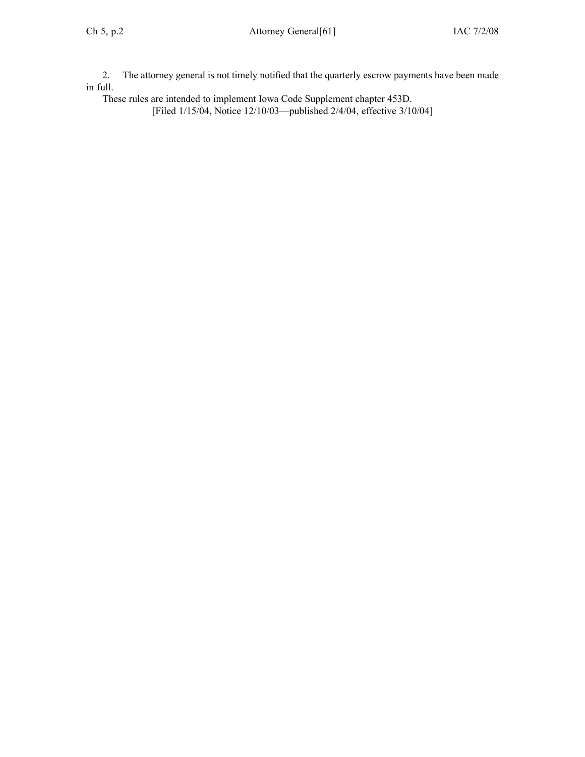2. The attorney general is not timely notified that the quarterly escrow payments have been made in full.

These rules are intended to implement Iowa Code Supplement chapter 453D.

[Filed 1/15/04, Notice 12/10/03—published 2/4/04, effective 3/10/04]